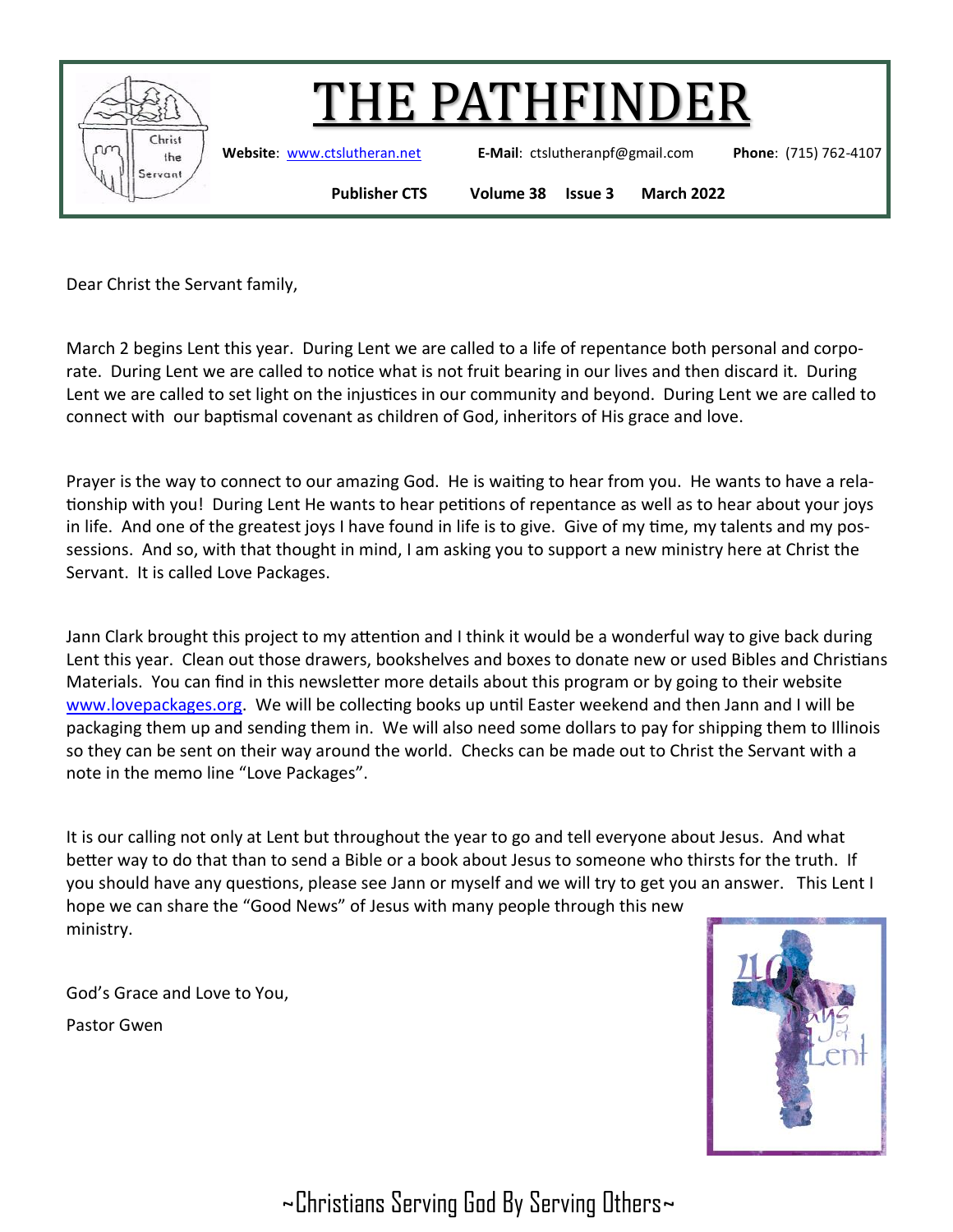# THE PATHFINDER

**Website**: www.ctslutheran.net **E-Mail**: ctslutheranpf@gmail.com **Phone**: (715) 762-4107

**Publisher CTS** **Volume 38** **Issue 3** **March 2022**

Dear Christ the Servant family,

March 2 begins Lent this year. During Lent we are called to a life of repentance both personal and corporate. During Lent we are called to notice what is not fruit bearing in our lives and then discard it. During Lent we are called to set light on the injustices in our community and beyond. During Lent we are called to connect with our baptismal covenant as children of God, inheritors of His grace and love.

Prayer is the way to connect to our amazing God. He is waiting to hear from you. He wants to have a relationship with you! During Lent He wants to hear petitions of repentance as well as to hear about your joys in life. And one of the greatest joys I have found in life is to give. Give of my time, my talents and my possessions. And so, with that thought in mind, I am asking you to support a new ministry here at Christ the Servant. It is called Love Packages.

Jann Clark brought this project to my attention and I think it would be a wonderful way to give back during Lent this year. Clean out those drawers, bookshelves and boxes to donate new or used Bibles and Christians Materials. You can find in this newsletter more details about this program or by going to their website www.lovepackages.org. We will be collecting books up until Easter weekend and then Jann and I will be packaging them up and sending them in. We will also need some dollars to pay for shipping them to Illinois so they can be sent on their way around the world. Checks can be made out to Christ the Servant with a note in the memo line "Love Packages".

It is our calling not only at Lent but throughout the year to go and tell everyone about Jesus. And what better way to do that than to send a Bible or a book about Jesus to someone who thirsts for the truth. If you should have any questions, please see Jann or myself and we will try to get you an answer. This Lent I hope we can share the "Good News" of Jesus with many people through this new ministry.

God's Grace and Love to You,

Pastor Gwen

~Christians Serving God By Serving Others~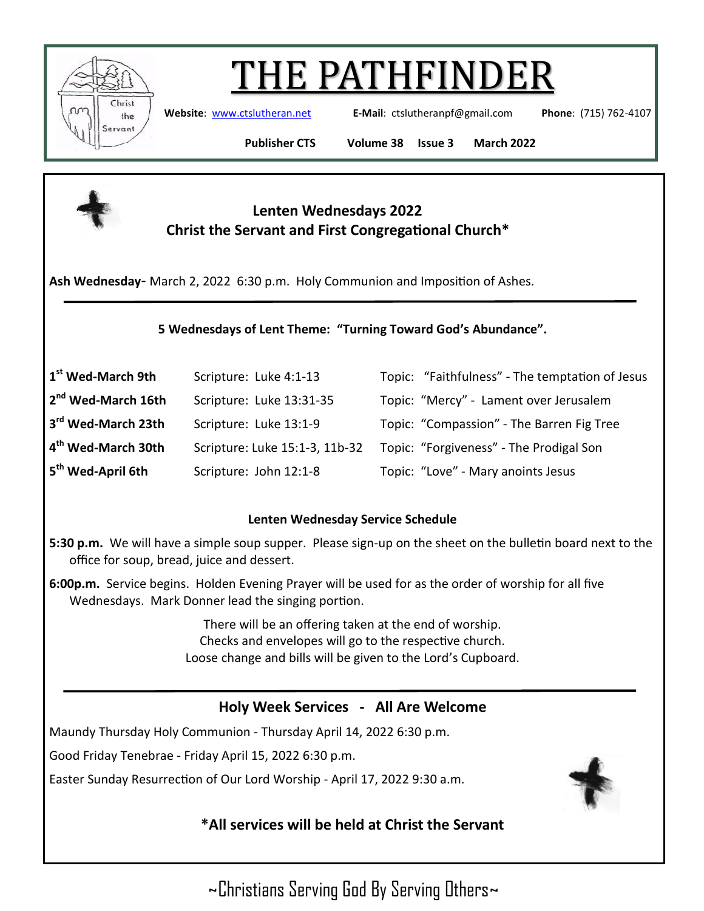# THE PATHFINDER

**Website**: www.ctslutheran.net **E-Mail**: ctslutheranpf@gmail.com **Phone**: (715) 762-4107

**Publisher CTS** **Volume 38** **Issue 3** **March 2022**

## Lenten Wednesdays 2022
## Christ the Servant and First Congregational Church*

**Ash Wednesday**- March 2, 2022 6:30 p.m. Holy Communion and Imposition of Ashes.

---

**5 Wednesdays of Lent Theme: "Turning Toward God's Abundance".**

| | | |
|---|---|---|
| **1st Wed-March 9th** | Scripture: Luke 4:1-13 | Topic: "Faithfulness" - The temptation of Jesus |
| **2nd Wed-March 16th** | Scripture: Luke 13:31-35 | Topic: "Mercy" - Lament over Jerusalem |
| **3rd Wed-March 23th** | Scripture: Luke 13:1-9 | Topic: "Compassion" - The Barren Fig Tree |
| **4th Wed-March 30th** | Scripture: Luke 15:1-3, 11b-32 | Topic: "Forgiveness" - The Prodigal Son |
| **5th Wed-April 6th** | Scripture: John 12:1-8 | Topic: "Love" - Mary anoints Jesus |

**Lenten Wednesday Service Schedule**

**5:30 p.m.** We will have a simple soup supper. Please sign-up on the sheet on the bulletin board next to the office for soup, bread, juice and dessert.

**6:00p.m.** Service begins. Holden Evening Prayer will be used for as the order of worship for all five Wednesdays. Mark Donner lead the singing portion.

There will be an offering taken at the end of worship.
Checks and envelopes will go to the respective church.
Loose change and bills will be given to the Lord's Cupboard.

---

## Holy Week Services - All Are Welcome

Maundy Thursday Holy Communion - Thursday April 14, 2022 6:30 p.m.

Good Friday Tenebrae - Friday April 15, 2022 6:30 p.m.

Easter Sunday Resurrection of Our Lord Worship - April 17, 2022 9:30 a.m.

**\*All services will be held at Christ the Servant**

~Christians Serving God By Serving Others~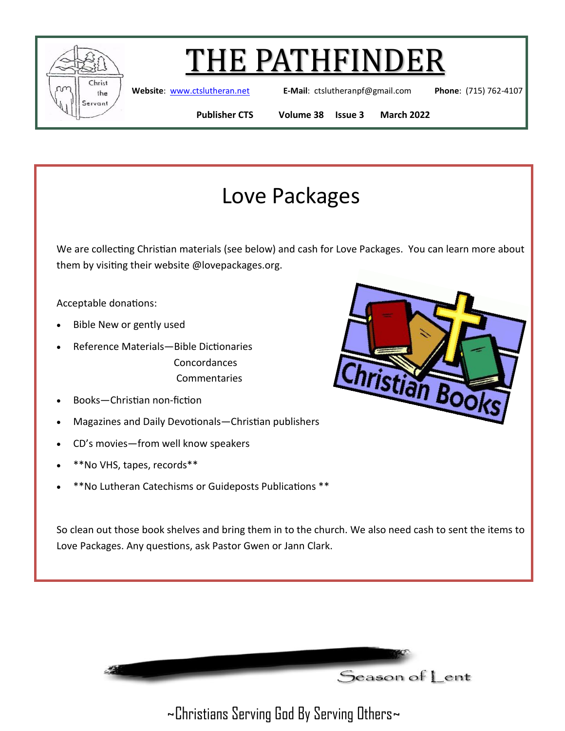# THE PATHFINDER

**Website**: www.ctslutheran.net **E-Mail**: ctslutheranpf@gmail.com **Phone**: (715) 762-4107

**Publisher CTS** **Volume 38** **Issue 3** **March 2022**

## Love Packages

We are collecting Christian materials (see below) and cash for Love Packages. You can learn more about them by visiting their website @lovepackages.org.

Acceptable donations:

- Bible New or gently used
- Reference Materials—Bible Dictionaries
  Concordances
  Commentaries
- Books—Christian non-fiction
- Magazines and Daily Devotionals—Christian publishers
- CD's movies—from well know speakers
- **No VHS, tapes, records**
- **No Lutheran Catechisms or Guideposts Publications **

So clean out those book shelves and bring them in to the church. We also need cash to sent the items to Love Packages. Any questions, ask Pastor Gwen or Jann Clark.

Season of Lent

~Christians Serving God By Serving Others~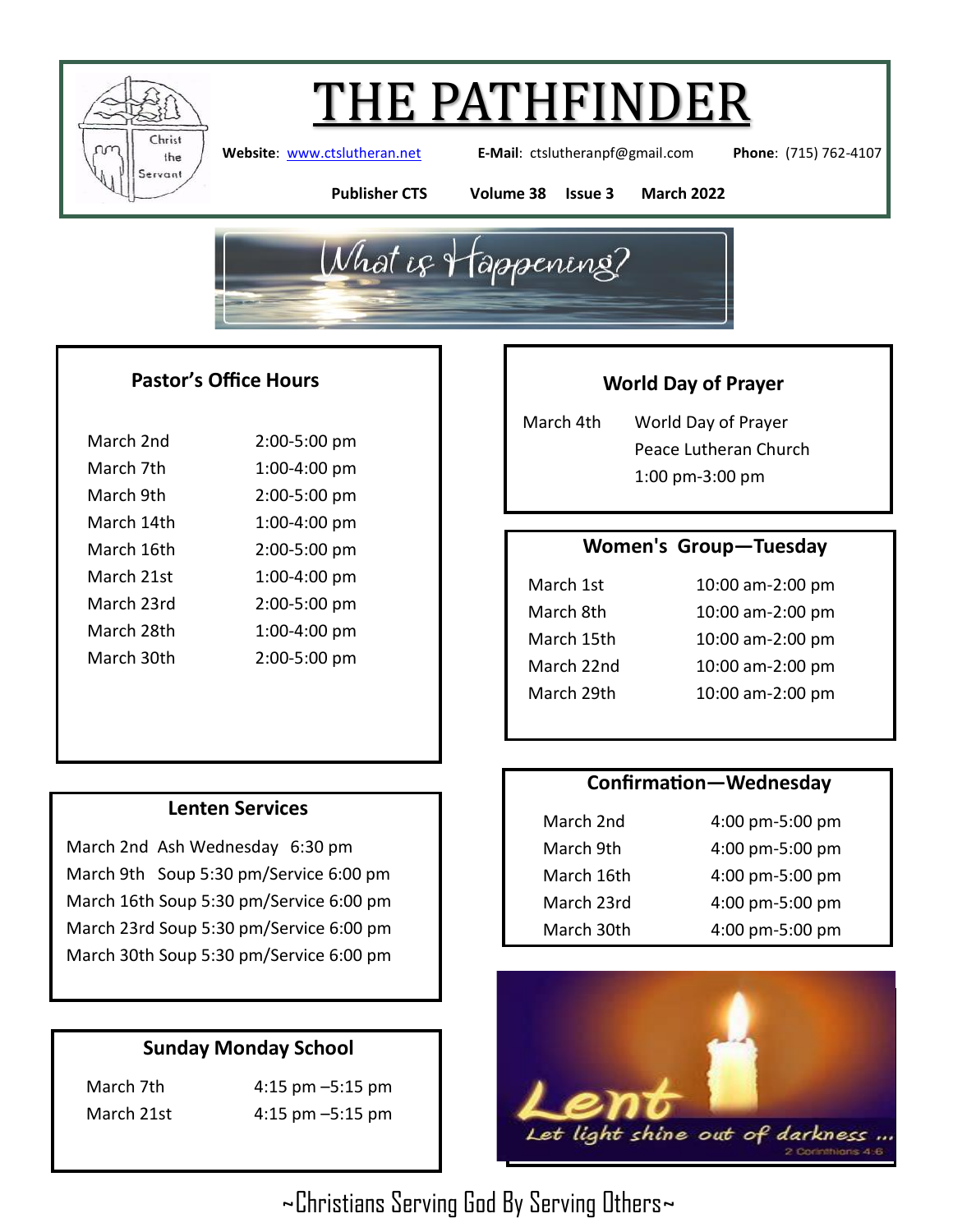# THE PATHFINDER

**Website**: www.ctslutheran.net **E-Mail**: ctslutheranpf@gmail.com **Phone**: (715) 762-4107

**Publisher CTS** **Volume 38** **Issue 3** **March 2022**

## What is Happening?

### Pastor's Office Hours

| | |
|---|---|
| March 2nd | 2:00-5:00 pm |
| March 7th | 1:00-4:00 pm |
| March 9th | 2:00-5:00 pm |
| March 14th | 1:00-4:00 pm |
| March 16th | 2:00-5:00 pm |
| March 21st | 1:00-4:00 pm |
| March 23rd | 2:00-5:00 pm |
| March 28th | 1:00-4:00 pm |
| March 30th | 2:00-5:00 pm |

### Lenten Services

March 2nd Ash Wednesday 6:30 pm
March 9th Soup 5:30 pm/Service 6:00 pm
March 16th Soup 5:30 pm/Service 6:00 pm
March 23rd Soup 5:30 pm/Service 6:00 pm
March 30th Soup 5:30 pm/Service 6:00 pm

### Sunday Monday School

| | |
|---|---|
| March 7th | 4:15 pm –5:15 pm |
| March 21st | 4:15 pm –5:15 pm |

### World Day of Prayer

March 4th World Day of Prayer
Peace Lutheran Church
1:00 pm-3:00 pm

### Women's Group—Tuesday

| | |
|---|---|
| March 1st | 10:00 am-2:00 pm |
| March 8th | 10:00 am-2:00 pm |
| March 15th | 10:00 am-2:00 pm |
| March 22nd | 10:00 am-2:00 pm |
| March 29th | 10:00 am-2:00 pm |

### Confirmation—Wednesday

| | |
|---|---|
| March 2nd | 4:00 pm-5:00 pm |
| March 9th | 4:00 pm-5:00 pm |
| March 16th | 4:00 pm-5:00 pm |
| March 23rd | 4:00 pm-5:00 pm |
| March 30th | 4:00 pm-5:00 pm |

Lent
Let light shine out of darkness ...
2 Corinthians 4:6

~Christians Serving God By Serving Others~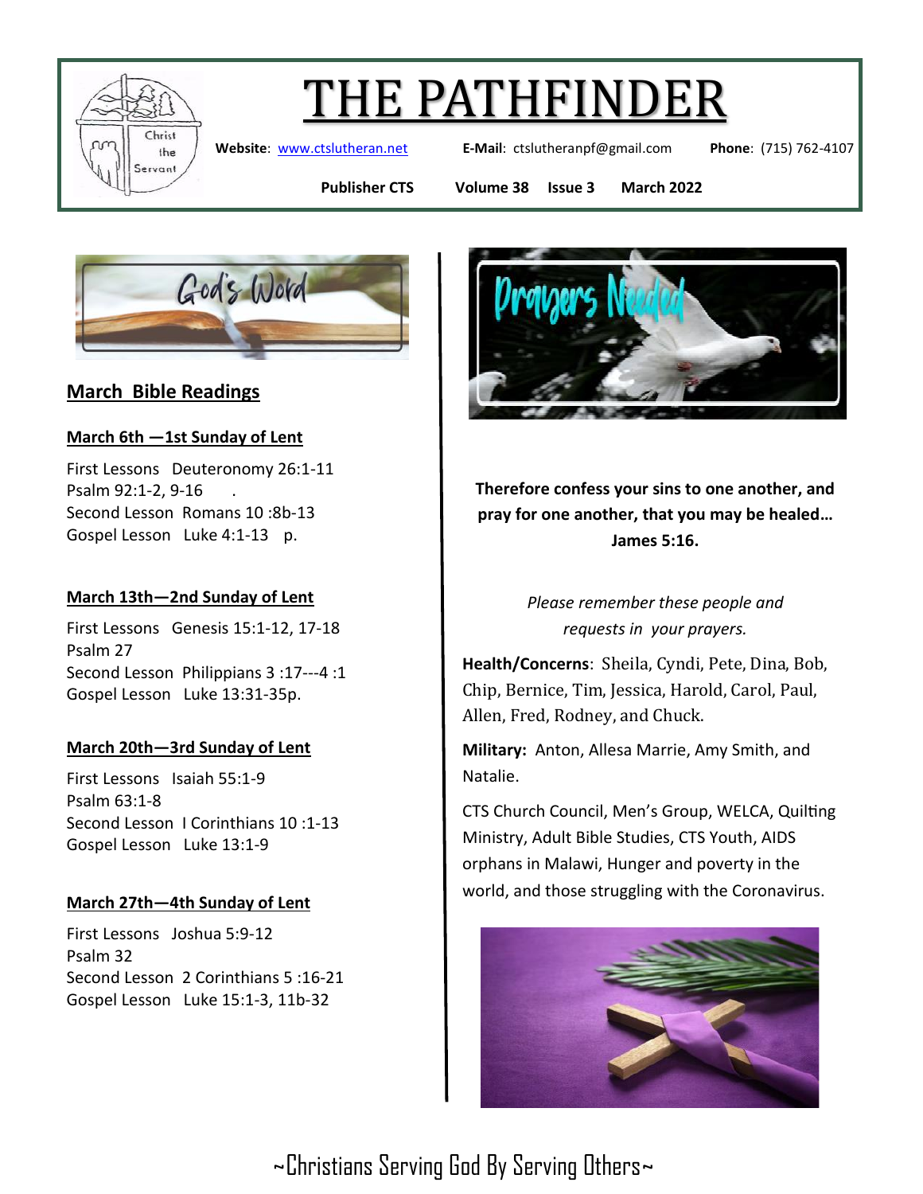# THE PATHFINDER

**Website**: www.ctslutheran.net **E-Mail**: ctslutheranpf@gmail.com **Phone**: (715) 762-4107

**Publisher CTS** **Volume 38** **Issue 3** **March 2022**

## March Bible Readings

### March 6th —1st Sunday of Lent

First Lessons Deuteronomy 26:1-11
Psalm 92:1-2, 9-16 .
Second Lesson Romans 10 :8b-13
Gospel Lesson Luke 4:1-13 p.

### March 13th—2nd Sunday of Lent

First Lessons Genesis 15:1-12, 17-18
Psalm 27
Second Lesson Philippians 3 :17---4 :1
Gospel Lesson Luke 13:31-35p.

### March 20th—3rd Sunday of Lent

First Lessons Isaiah 55:1-9
Psalm 63:1-8
Second Lesson I Corinthians 10 :1-13
Gospel Lesson Luke 13:1-9

### March 27th—4th Sunday of Lent

First Lessons Joshua 5:9-12
Psalm 32
Second Lesson 2 Corinthians 5 :16-21
Gospel Lesson Luke 15:1-3, 11b-32

**Therefore confess your sins to one another, and pray for one another, that you may be healed… James 5:16.**

*Please remember these people and requests in your prayers.*

**Health/Concerns**: Sheila, Cyndi, Pete, Dina, Bob, Chip, Bernice, Tim, Jessica, Harold, Carol, Paul, Allen, Fred, Rodney, and Chuck.

**Military:** Anton, Allesa Marrie, Amy Smith, and Natalie.

CTS Church Council, Men's Group, WELCA, Quilting Ministry, Adult Bible Studies, CTS Youth, AIDS orphans in Malawi, Hunger and poverty in the world, and those struggling with the Coronavirus.

~Christians Serving God By Serving Others~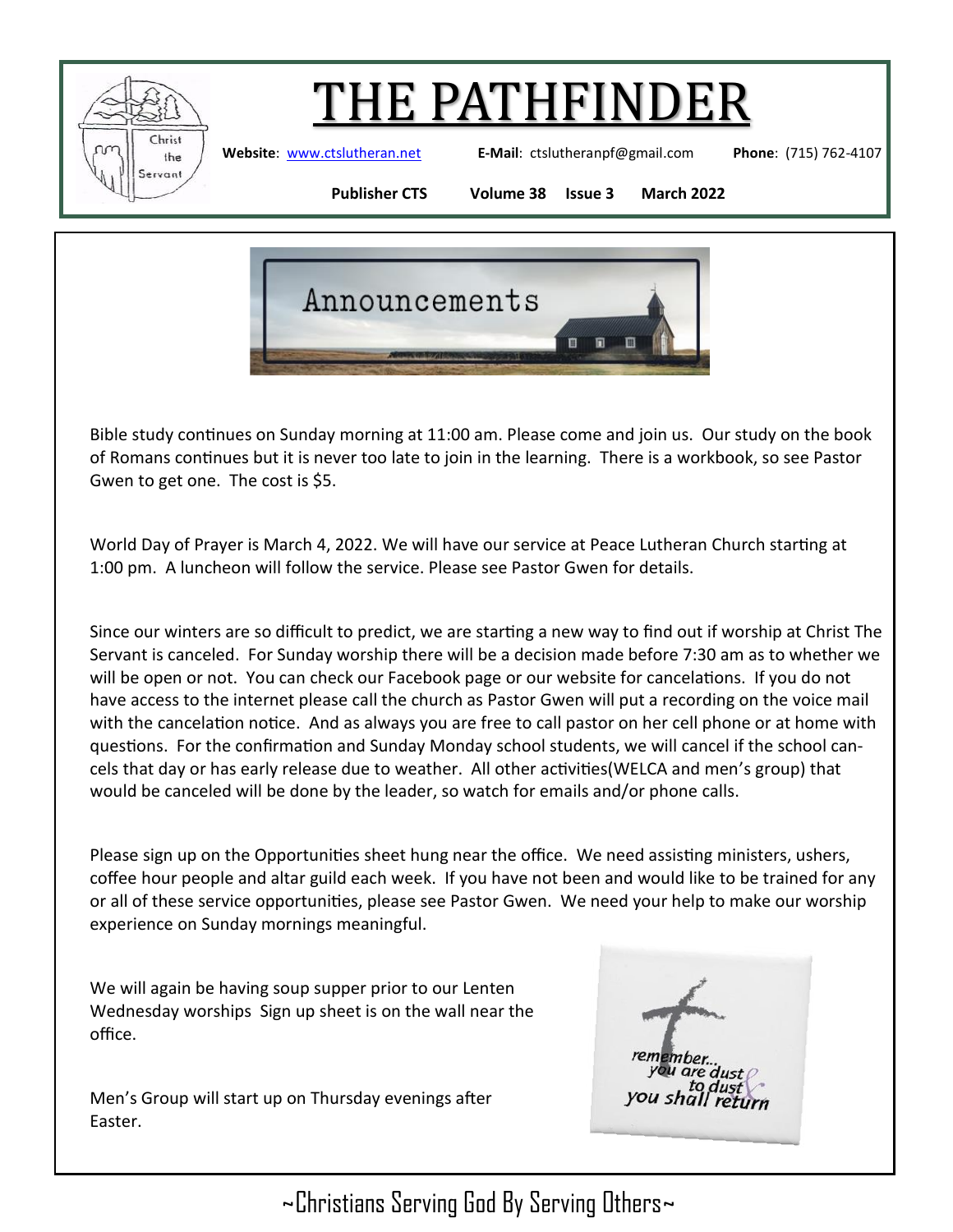# THE PATHFINDER

**Website**: www.ctslutheran.net **E-Mail**: ctslutheranpf@gmail.com **Phone**: (715) 762-4107

**Publisher CTS** **Volume 38** **Issue 3** **March 2022**

## Announcements

Bible study continues on Sunday morning at 11:00 am. Please come and join us. Our study on the book of Romans continues but it is never too late to join in the learning. There is a workbook, so see Pastor Gwen to get one. The cost is $5.

World Day of Prayer is March 4, 2022. We will have our service at Peace Lutheran Church starting at 1:00 pm. A luncheon will follow the service. Please see Pastor Gwen for details.

Since our winters are so difficult to predict, we are starting a new way to find out if worship at Christ The Servant is canceled. For Sunday worship there will be a decision made before 7:30 am as to whether we will be open or not. You can check our Facebook page or our website for cancelations. If you do not have access to the internet please call the church as Pastor Gwen will put a recording on the voice mail with the cancelation notice. And as always you are free to call pastor on her cell phone or at home with questions. For the confirmation and Sunday Monday school students, we will cancel if the school cancels that day or has early release due to weather. All other activities(WELCA and men's group) that would be canceled will be done by the leader, so watch for emails and/or phone calls.

Please sign up on the Opportunities sheet hung near the office. We need assisting ministers, ushers, coffee hour people and altar guild each week. If you have not been and would like to be trained for any or all of these service opportunities, please see Pastor Gwen. We need your help to make our worship experience on Sunday mornings meaningful.

We will again be having soup supper prior to our Lenten Wednesday worships Sign up sheet is on the wall near the office.

Men's Group will start up on Thursday evenings after Easter.

~Christians Serving God By Serving Others~